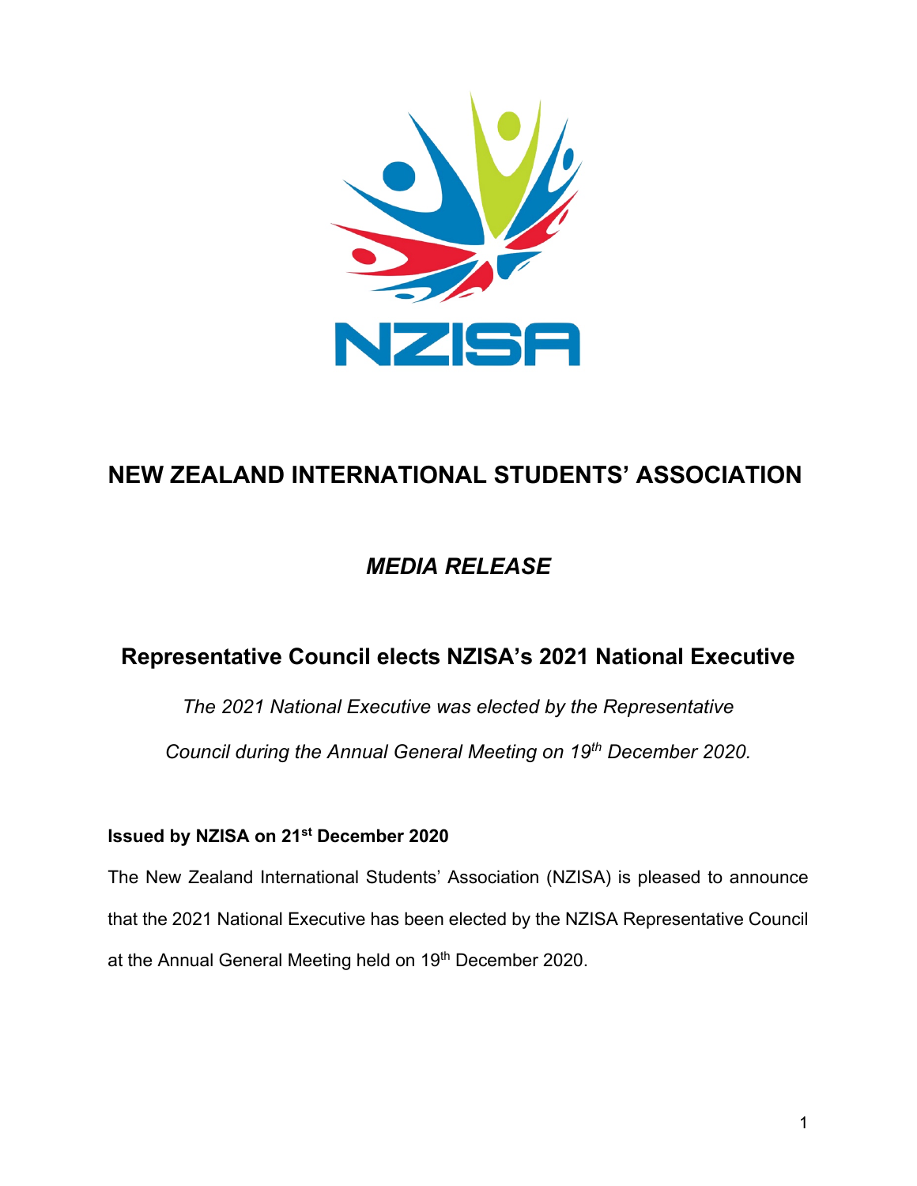# NEW ZEALAND INTERNATIONAL STUDENTS' ASSOCIATION

## *MEDIA RELEASE*

## Representative Council elects NZISA's 2021 National Executive

*The 2021 National Executive was elected by the Representative Council during the Annual General Meeting on 19th December 2020.*

**Issued by NZISA on 21st December 2020**

The New Zealand International Students' Association (NZISA) is pleased to announce that the 2021 National Executive has been elected by the NZISA Representative Council at the Annual General Meeting held on 19th December 2020.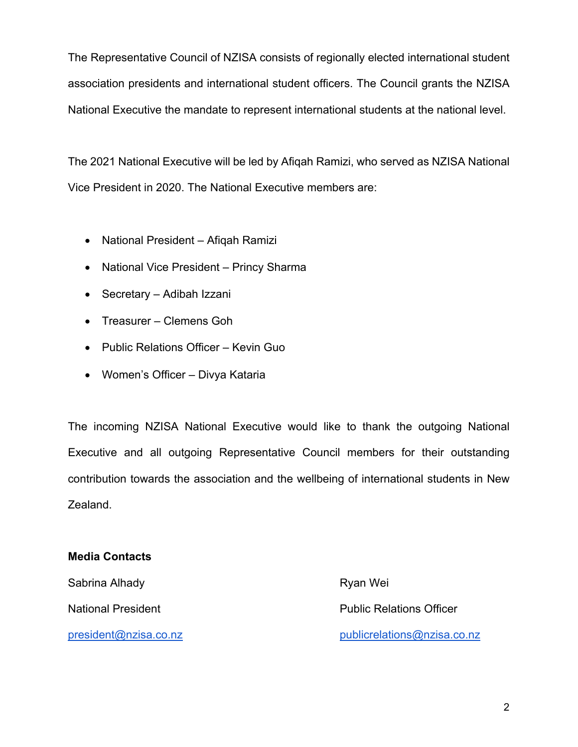The Representative Council of NZISA consists of regionally elected international student association presidents and international student officers. The Council grants the NZISA National Executive the mandate to represent international students at the national level.

The 2021 National Executive will be led by Afiqah Ramizi, who served as NZISA National Vice President in 2020. The National Executive members are:

- National President – Afiqah Ramizi
- National Vice President – Princy Sharma
- Secretary – Adibah Izzani
- Treasurer – Clemens Goh
- Public Relations Officer – Kevin Guo
- Women's Officer – Divya Kataria

The incoming NZISA National Executive would like to thank the outgoing National Executive and all outgoing Representative Council members for their outstanding contribution towards the association and the wellbeing of international students in New Zealand.

**Media Contacts**

Sabrina Alhady
National President
president@nzisa.co.nz

Ryan Wei
Public Relations Officer
publicrelations@nzisa.co.nz